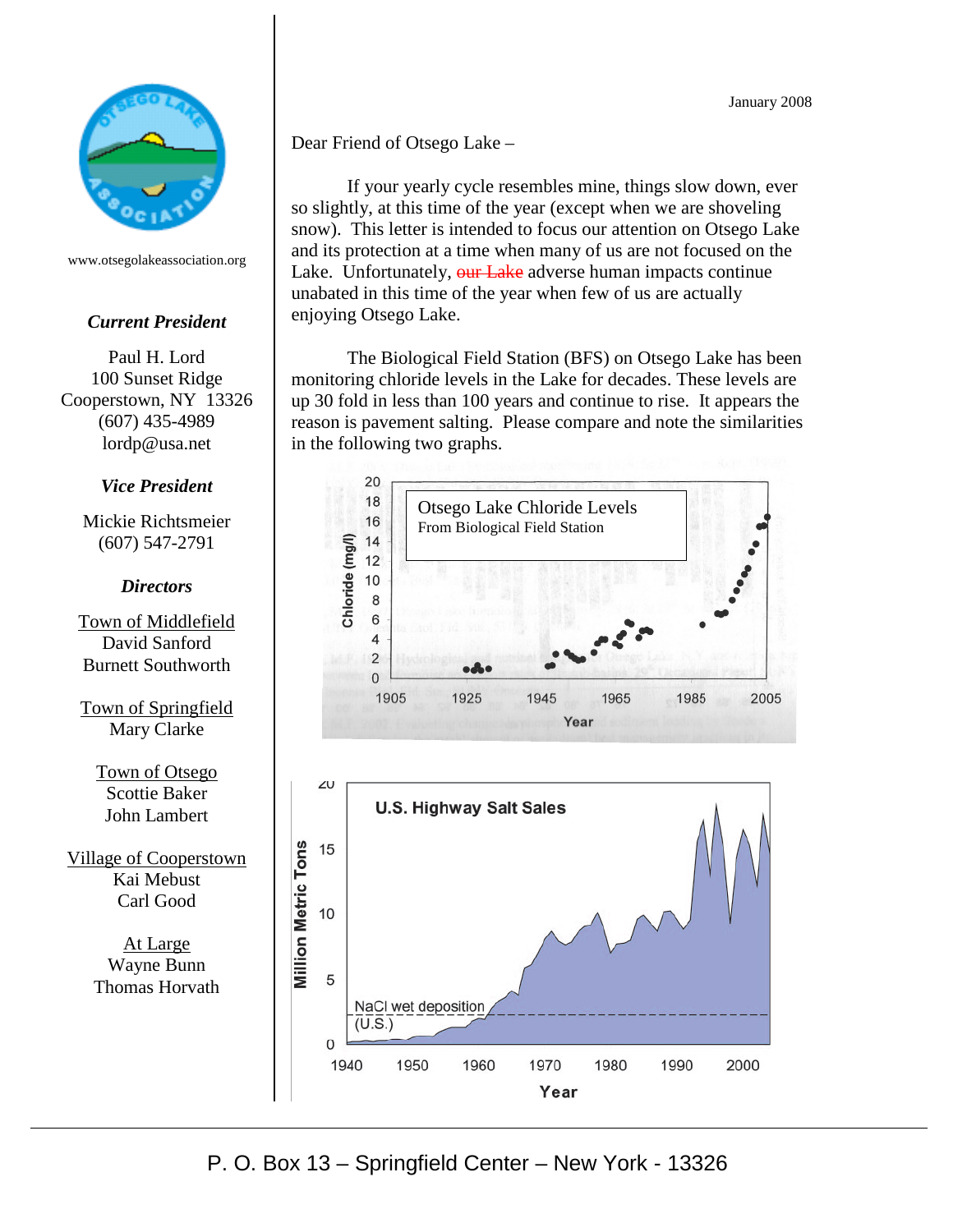www.otsegolakeassociation.org

***Current President***

Paul H. Lord
100 Sunset Ridge
Cooperstown, NY 13326
(607) 435-4989
lordp@usa.net

***Vice President***

Mickie Richtsmeier
(607) 547-2791

***Directors***

Town of Middlefield
David Sanford
Burnett Southworth

Town of Springfield
Mary Clarke

Town of Otsego
Scottie Baker
John Lambert

Village of Cooperstown
Kai Mebust
Carl Good

At Large
Wayne Bunn
Thomas Horvath

January 2008

Dear Friend of Otsego Lake –

If your yearly cycle resembles mine, things slow down, ever so slightly, at this time of the year (except when we are shoveling snow). This letter is intended to focus our attention on Otsego Lake and its protection at a time when many of us are not focused on the Lake. Unfortunately, ~~our Lake~~ adverse human impacts continue unabated in this time of the year when few of us are actually enjoying Otsego Lake.

The Biological Field Station (BFS) on Otsego Lake has been monitoring chloride levels in the Lake for decades. These levels are up 30 fold in less than 100 years and continue to rise. It appears the reason is pavement salting. Please compare and note the similarities in the following two graphs.

Otsego Lake Chloride Levels
From Biological Field Station

U.S. Highway Salt Sales

P. O. Box 13 – Springfield Center – New York - 13326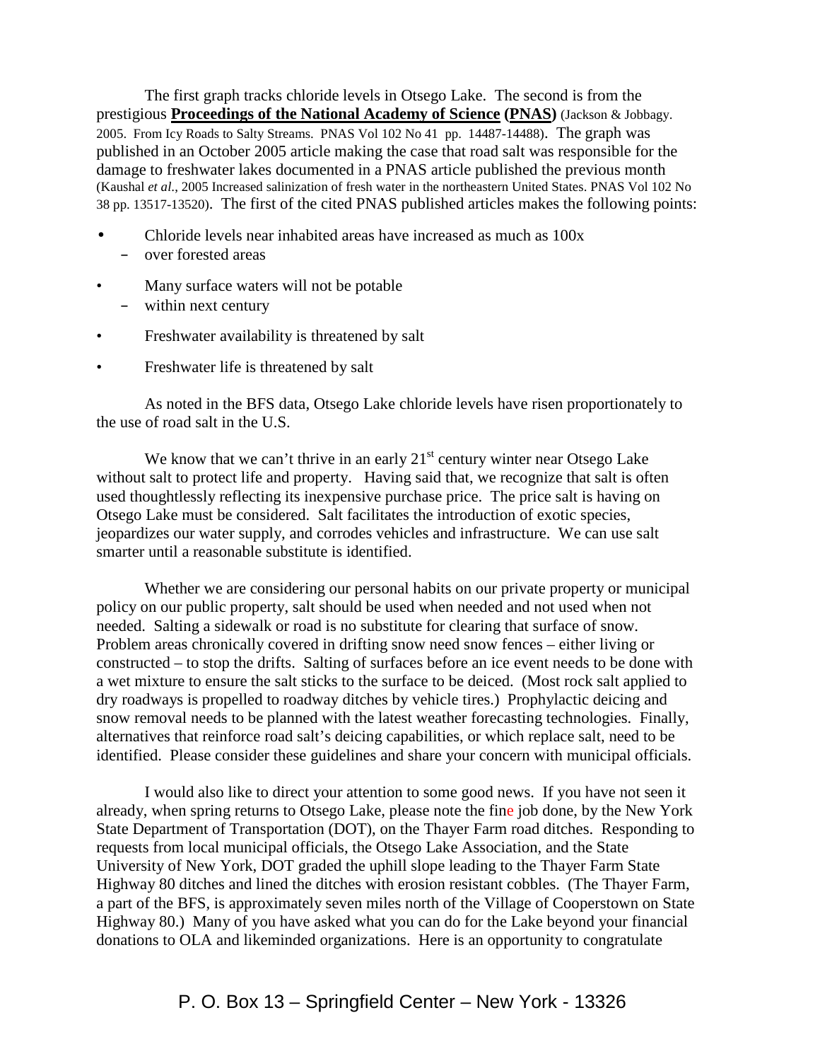The first graph tracks chloride levels in Otsego Lake. The second is from the prestigious **Proceedings of the National Academy of Science (PNAS)** (Jackson & Jobbagy. 2005. From Icy Roads to Salty Streams. PNAS Vol 102 No 41 pp. 14487-14488). The graph was published in an October 2005 article making the case that road salt was responsible for the damage to freshwater lakes documented in a PNAS article published the previous month (Kaushal *et al*., 2005 Increased salinization of fresh water in the northeastern United States. PNAS Vol 102 No 38 pp. 13517-13520). The first of the cited PNAS published articles makes the following points:

- Chloride levels near inhabited areas have increased as much as 100x
  - over forested areas
- Many surface waters will not be potable
  - within next century
- Freshwater availability is threatened by salt
- Freshwater life is threatened by salt

As noted in the BFS data, Otsego Lake chloride levels have risen proportionately to the use of road salt in the U.S.

We know that we can't thrive in an early 21st century winter near Otsego Lake without salt to protect life and property. Having said that, we recognize that salt is often used thoughtlessly reflecting its inexpensive purchase price. The price salt is having on Otsego Lake must be considered. Salt facilitates the introduction of exotic species, jeopardizes our water supply, and corrodes vehicles and infrastructure. We can use salt smarter until a reasonable substitute is identified.

Whether we are considering our personal habits on our private property or municipal policy on our public property, salt should be used when needed and not used when not needed. Salting a sidewalk or road is no substitute for clearing that surface of snow. Problem areas chronically covered in drifting snow need snow fences – either living or constructed – to stop the drifts. Salting of surfaces before an ice event needs to be done with a wet mixture to ensure the salt sticks to the surface to be deiced. (Most rock salt applied to dry roadways is propelled to roadway ditches by vehicle tires.) Prophylactic deicing and snow removal needs to be planned with the latest weather forecasting technologies. Finally, alternatives that reinforce road salt's deicing capabilities, or which replace salt, need to be identified. Please consider these guidelines and share your concern with municipal officials.

I would also like to direct your attention to some good news. If you have not seen it already, when spring returns to Otsego Lake, please note the fine job done, by the New York State Department of Transportation (DOT), on the Thayer Farm road ditches. Responding to requests from local municipal officials, the Otsego Lake Association, and the State University of New York, DOT graded the uphill slope leading to the Thayer Farm State Highway 80 ditches and lined the ditches with erosion resistant cobbles. (The Thayer Farm, a part of the BFS, is approximately seven miles north of the Village of Cooperstown on State Highway 80.) Many of you have asked what you can do for the Lake beyond your financial donations to OLA and likeminded organizations. Here is an opportunity to congratulate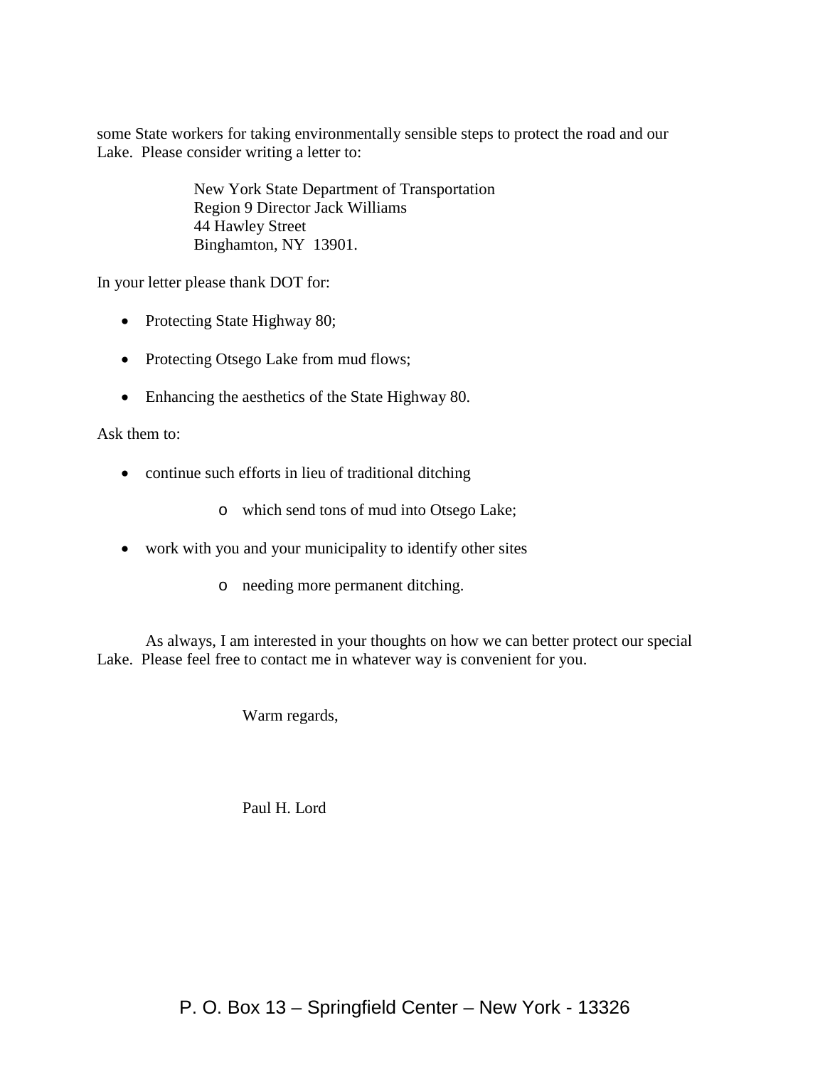some State workers for taking environmentally sensible steps to protect the road and our Lake. Please consider writing a letter to:

New York State Department of Transportation
Region 9 Director Jack Williams
44 Hawley Street
Binghamton, NY 13901.

In your letter please thank DOT for:

- Protecting State Highway 80;
- Protecting Otsego Lake from mud flows;
- Enhancing the aesthetics of the State Highway 80.

Ask them to:

- continue such efforts in lieu of traditional ditching
    - which send tons of mud into Otsego Lake;
- work with you and your municipality to identify other sites
    - needing more permanent ditching.

As always, I am interested in your thoughts on how we can better protect our special Lake. Please feel free to contact me in whatever way is convenient for you.

Warm regards,

Paul H. Lord

P. O. Box 13 – Springfield Center – New York - 13326